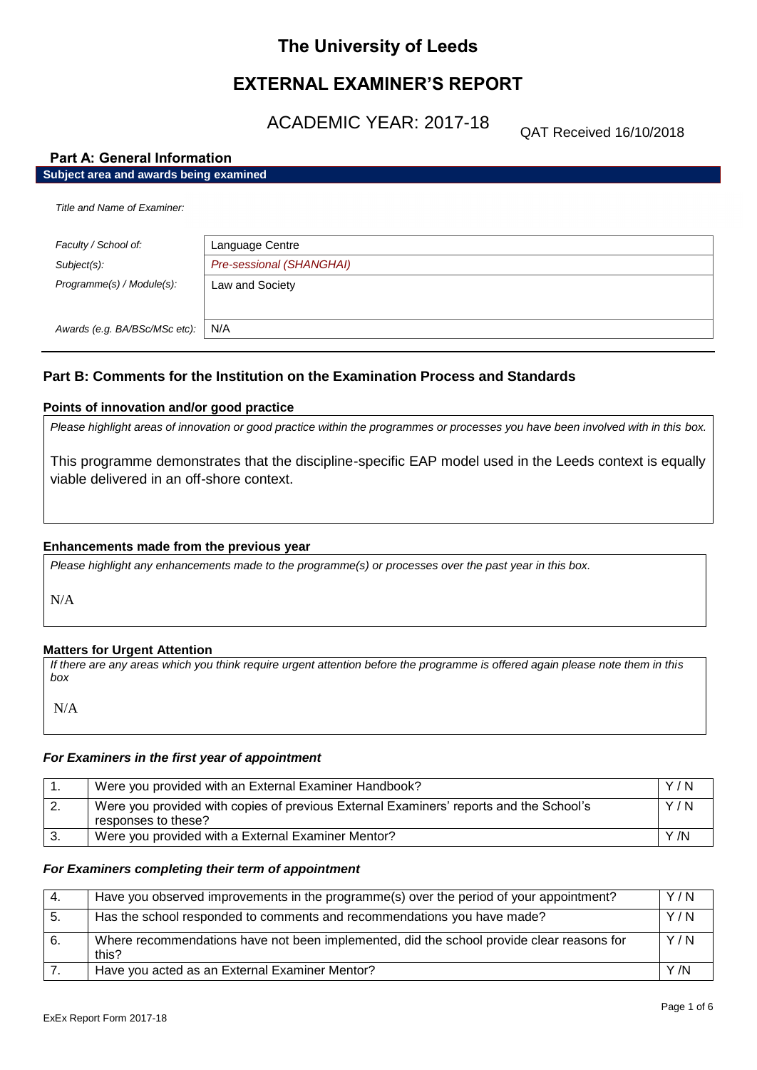# The University of Leeds

# EXTERNAL EXAMINER'S REPORT

## ACADEMIC YEAR: 2017-18

QAT Received 16/10/2018

## Part A: General Information

**Subject area and awards being examined**

*Title and Name of Examiner:*

| | |
|---|---|
| *Faculty / School of:* | Language Centre |
| *Subject(s):* | *Pre-sessional (SHANGHAI)* |
| *Programme(s) / Module(s):* | Law and Society |
| *Awards (e.g. BA/BSc/MSc etc):* | N/A |

## Part B: Comments for the Institution on the Examination Process and Standards

### Points of innovation and/or good practice

*Please highlight areas of innovation or good practice within the programmes or processes you have been involved with in this box.*

This programme demonstrates that the discipline-specific EAP model used in the Leeds context is equally viable delivered in an off-shore context.

### Enhancements made from the previous year

*Please highlight any enhancements made to the programme(s) or processes over the past year in this box.*

N/A

### Matters for Urgent Attention

*If there are any areas which you think require urgent attention before the programme is offered again please note them in this box*

N/A

### *For Examiners in the first year of appointment*

| | | |
|---|---|---|
| 1. | Were you provided with an External Examiner Handbook? | Y / N |
| 2. | Were you provided with copies of previous External Examiners' reports and the School's responses to these? | Y / N |
| 3. | Were you provided with a External Examiner Mentor? | Y /N |

### *For Examiners completing their term of appointment*

| | | |
|---|---|---|
| 4. | Have you observed improvements in the programme(s) over the period of your appointment? | Y / N |
| 5. | Has the school responded to comments and recommendations you have made? | Y / N |
| 6. | Where recommendations have not been implemented, did the school provide clear reasons for this? | Y / N |
| 7. | Have you acted as an External Examiner Mentor? | Y /N |

ExEx Report Form 2017-18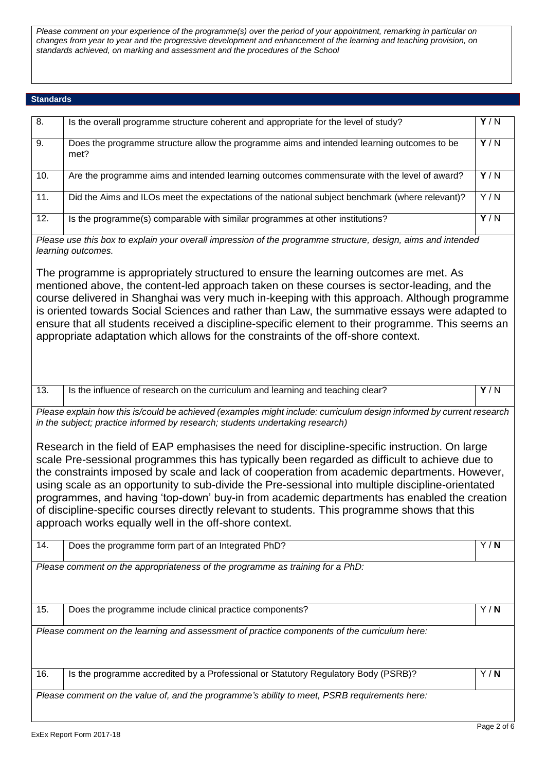*Please comment on your experience of the programme(s) over the period of your appointment, remarking in particular on changes from year to year and the progressive development and enhancement of the learning and teaching provision, on standards achieved, on marking and assessment and the procedures of the School*

## Standards

| | | |
|---|---|---|
| 8. | Is the overall programme structure coherent and appropriate for the level of study? | **Y** / N |
| 9. | Does the programme structure allow the programme aims and intended learning outcomes to be met? | **Y** / N |
| 10. | Are the programme aims and intended learning outcomes commensurate with the level of award? | **Y** / N |
| 11. | Did the Aims and ILOs meet the expectations of the national subject benchmark (where relevant)? | Y / N |
| 12. | Is the programme(s) comparable with similar programmes at other institutions? | **Y** / N |

*Please use this box to explain your overall impression of the programme structure, design, aims and intended learning outcomes.*

The programme is appropriately structured to ensure the learning outcomes are met. As mentioned above, the content-led approach taken on these courses is sector-leading, and the course delivered in Shanghai was very much in-keeping with this approach. Although programme is oriented towards Social Sciences and rather than Law, the summative essays were adapted to ensure that all students received a discipline-specific element to their programme. This seems an appropriate adaptation which allows for the constraints of the off-shore context.

| | | |
|---|---|---|
| 13. | Is the influence of research on the curriculum and learning and teaching clear? | **Y** / N |

*Please explain how this is/could be achieved (examples might include: curriculum design informed by current research in the subject; practice informed by research; students undertaking research)*

Research in the field of EAP emphasises the need for discipline-specific instruction. On large scale Pre-sessional programmes this has typically been regarded as difficult to achieve due to the constraints imposed by scale and lack of cooperation from academic departments. However, using scale as an opportunity to sub-divide the Pre-sessional into multiple discipline-orientated programmes, and having 'top-down' buy-in from academic departments has enabled the creation of discipline-specific courses directly relevant to students. This programme shows that this approach works equally well in the off-shore context.

| | | |
|---|---|---|
| 14. | Does the programme form part of an Integrated PhD? | Y / **N** |

*Please comment on the appropriateness of the programme as training for a PhD:*

| | | |
|---|---|---|
| 15. | Does the programme include clinical practice components? | Y / **N** |

*Please comment on the learning and assessment of practice components of the curriculum here:*

| | | |
|---|---|---|
| 16. | Is the programme accredited by a Professional or Statutory Regulatory Body (PSRB)? | Y / **N** |

*Please comment on the value of, and the programme's ability to meet, PSRB requirements here:*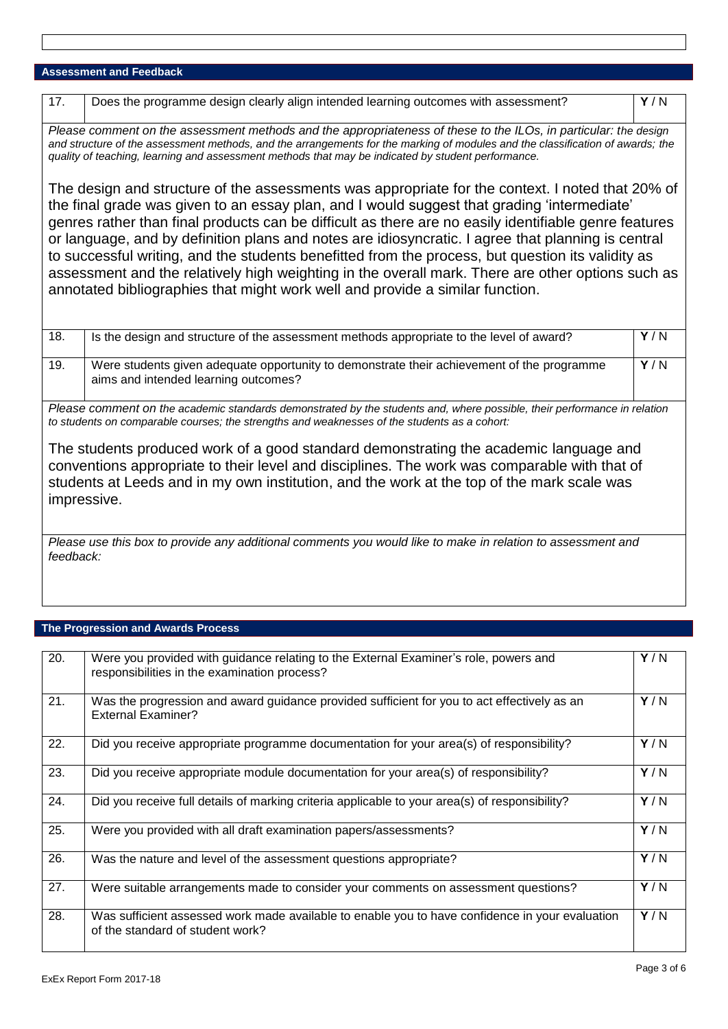## Assessment and Feedback

| 17. | Does the programme design clearly align intended learning outcomes with assessment? | **Y** / N |
|---|---|---|

*Please comment on the assessment methods and the appropriateness of these to the ILOs, in particular: the design and structure of the assessment methods, and the arrangements for the marking of modules and the classification of awards; the quality of teaching, learning and assessment methods that may be indicated by student performance.*

The design and structure of the assessments was appropriate for the context. I noted that 20% of the final grade was given to an essay plan, and I would suggest that grading 'intermediate' genres rather than final products can be difficult as there are no easily identifiable genre features or language, and by definition plans and notes are idiosyncratic. I agree that planning is central to successful writing, and the students benefitted from the process, but question its validity as assessment and the relatively high weighting in the overall mark. There are other options such as annotated bibliographies that might work well and provide a similar function.

| 18. | Is the design and structure of the assessment methods appropriate to the level of award? | **Y** / N |
|---|---|---|
| 19. | Were students given adequate opportunity to demonstrate their achievement of the programme aims and intended learning outcomes? | **Y** / N |

*Please comment on the academic standards demonstrated by the students and, where possible, their performance in relation to students on comparable courses; the strengths and weaknesses of the students as a cohort:*

The students produced work of a good standard demonstrating the academic language and conventions appropriate to their level and disciplines. The work was comparable with that of students at Leeds and in my own institution, and the work at the top of the mark scale was impressive.

*Please use this box to provide any additional comments you would like to make in relation to assessment and feedback:*

## The Progression and Awards Process

| 20. | Were you provided with guidance relating to the External Examiner's role, powers and responsibilities in the examination process? | **Y** / N |
|---|---|---|
| 21. | Was the progression and award guidance provided sufficient for you to act effectively as an External Examiner? | **Y** / N |
| 22. | Did you receive appropriate programme documentation for your area(s) of responsibility? | **Y** / N |
| 23. | Did you receive appropriate module documentation for your area(s) of responsibility? | **Y** / N |
| 24. | Did you receive full details of marking criteria applicable to your area(s) of responsibility? | **Y** / N |
| 25. | Were you provided with all draft examination papers/assessments? | **Y** / N |
| 26. | Was the nature and level of the assessment questions appropriate? | **Y** / N |
| 27. | Were suitable arrangements made to consider your comments on assessment questions? | **Y** / N |
| 28. | Was sufficient assessed work made available to enable you to have confidence in your evaluation of the standard of student work? | **Y** / N |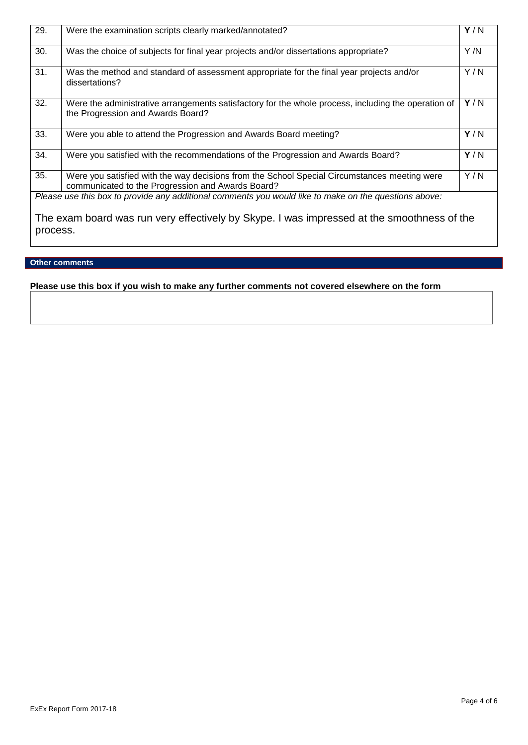| | | |
|---|---|---|
| 29. | Were the examination scripts clearly marked/annotated? | **Y** / N |
| 30. | Was the choice of subjects for final year projects and/or dissertations appropriate? | Y /N |
| 31. | Was the method and standard of assessment appropriate for the final year projects and/or dissertations? | Y / N |
| 32. | Were the administrative arrangements satisfactory for the whole process, including the operation of the Progression and Awards Board? | **Y** / N |
| 33. | Were you able to attend the Progression and Awards Board meeting? | **Y** / N |
| 34. | Were you satisfied with the recommendations of the Progression and Awards Board? | **Y** / N |
| 35. | Were you satisfied with the way decisions from the School Special Circumstances meeting were communicated to the Progression and Awards Board? | Y / N |

*Please use this box to provide any additional comments you would like to make on the questions above:*

The exam board was run very effectively by Skype. I was impressed at the smoothness of the process.

**Other comments**

**Please use this box if you wish to make any further comments not covered elsewhere on the form**

ExEx Report Form 2017-18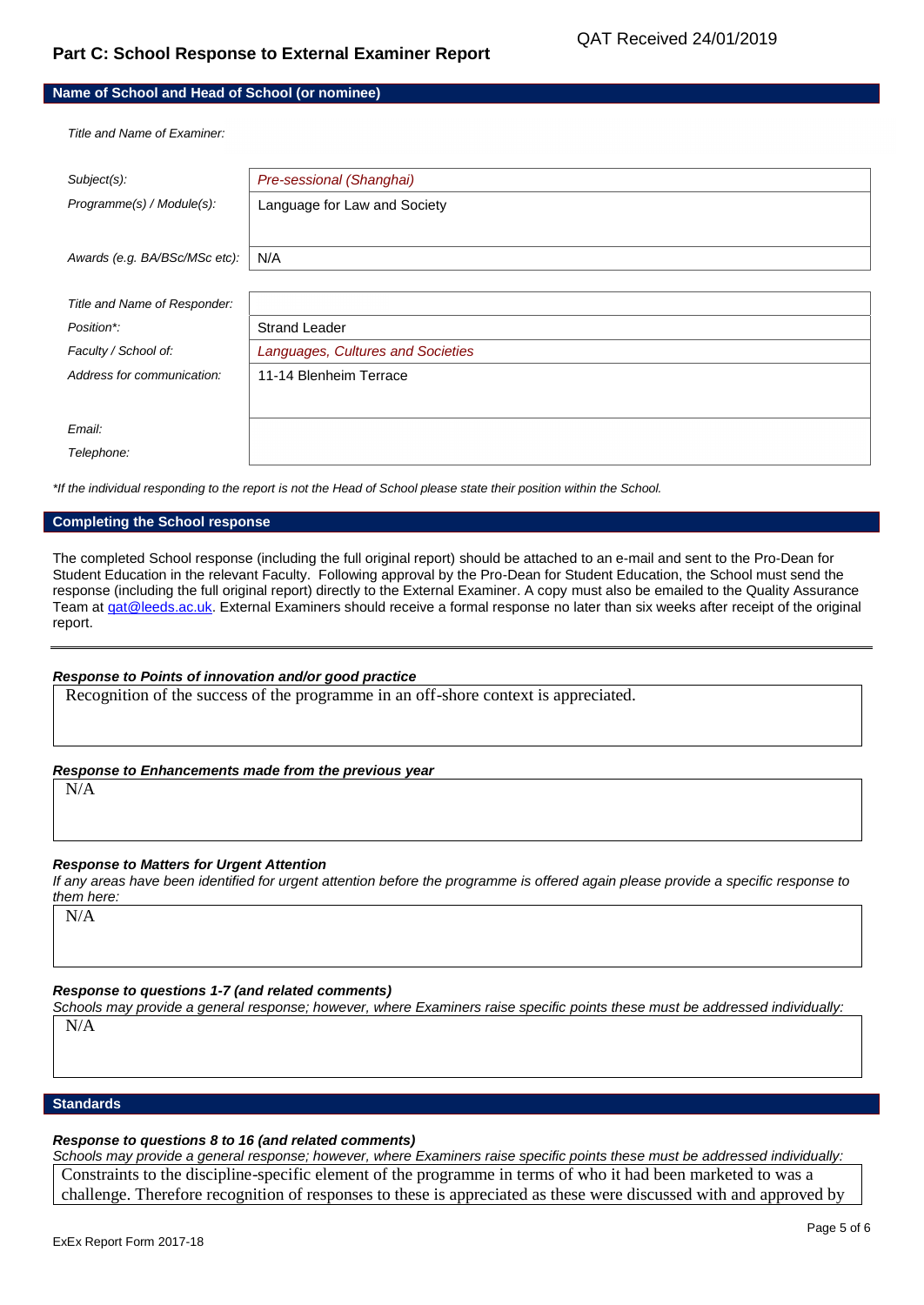QAT Received 24/01/2019

## Part C: School Response to External Examiner Report

### Name of School and Head of School (or nominee)

*Title and Name of Examiner:*

| | |
|---|---|
| *Subject(s):* | *Pre-sessional (Shanghai)* |
| *Programme(s) / Module(s):* | Language for Law and Society |
| *Awards (e.g. BA/BSc/MSc etc):* | N/A |

| | |
|---|---|
| *Title and Name of Responder:* | |
| *Position\*:* | Strand Leader |
| *Faculty / School of:* | *Languages, Cultures and Societies* |
| *Address for communication:* | 11-14 Blenheim Terrace |
| *Email:* | |
| *Telephone:* | |

*\*If the individual responding to the report is not the Head of School please state their position within the School.*

### Completing the School response

The completed School response (including the full original report) should be attached to an e-mail and sent to the Pro-Dean for Student Education in the relevant Faculty. Following approval by the Pro-Dean for Student Education, the School must send the response (including the full original report) directly to the External Examiner. A copy must also be emailed to the Quality Assurance Team at qat@leeds.ac.uk. External Examiners should receive a formal response no later than six weeks after receipt of the original report.

---

***Response to Points of innovation and/or good practice***

Recognition of the success of the programme in an off-shore context is appreciated.

***Response to Enhancements made from the previous year***

N/A

***Response to Matters for Urgent Attention***

*If any areas have been identified for urgent attention before the programme is offered again please provide a specific response to them here:*

N/A

***Response to questions 1-7 (and related comments)***

*Schools may provide a general response; however, where Examiners raise specific points these must be addressed individually:*

N/A

### Standards

***Response to questions 8 to 16 (and related comments)***

*Schools may provide a general response; however, where Examiners raise specific points these must be addressed individually:*

Constraints to the discipline-specific element of the programme in terms of who it had been marketed to was a challenge. Therefore recognition of responses to these is appreciated as these were discussed with and approved by

ExEx Report Form 2017-18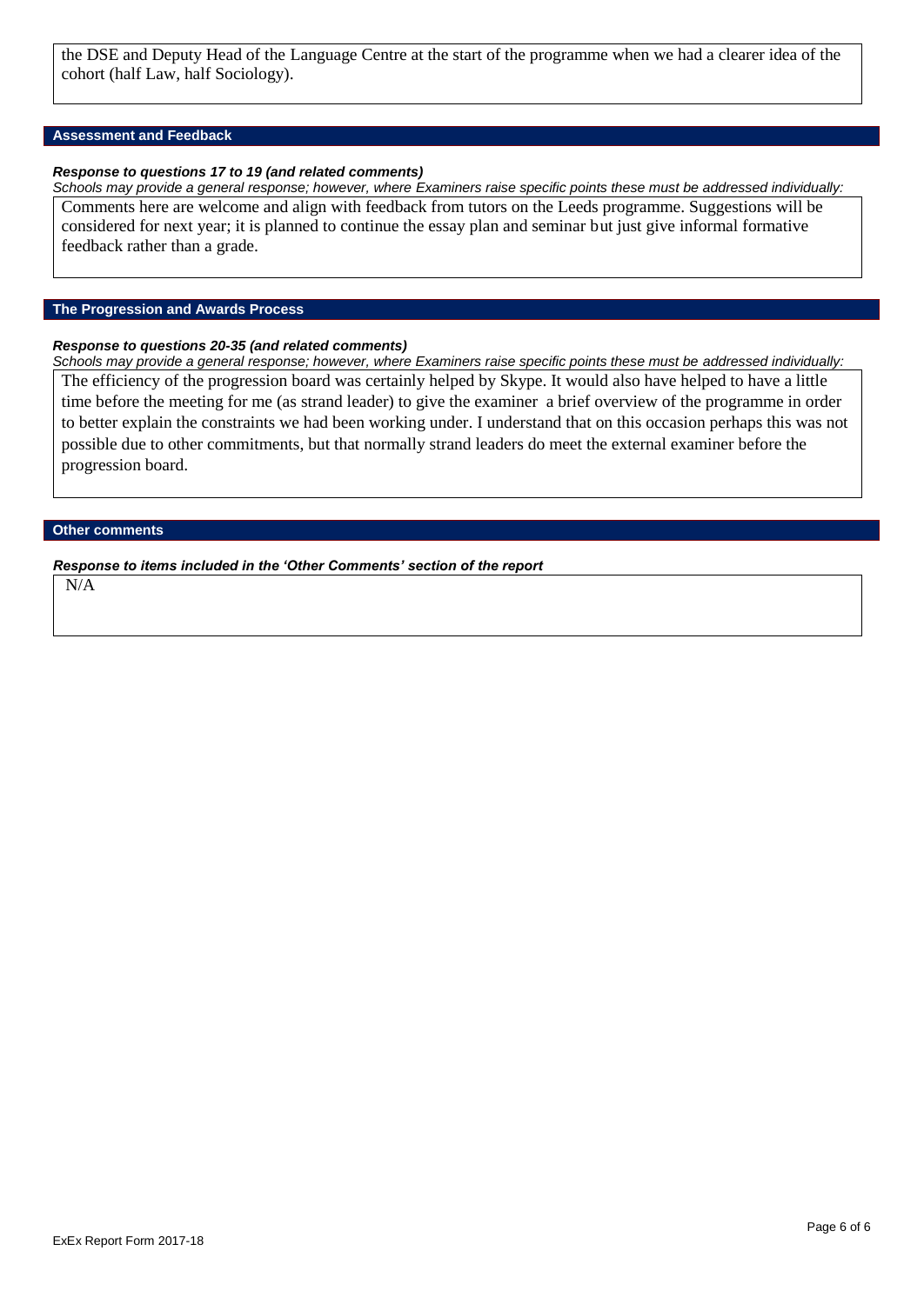the DSE and Deputy Head of the Language Centre at the start of the programme when we had a clearer idea of the cohort (half Law, half Sociology).

## Assessment and Feedback

***Response to questions 17 to 19 (and related comments)***

*Schools may provide a general response; however, where Examiners raise specific points these must be addressed individually:*

Comments here are welcome and align with feedback from tutors on the Leeds programme. Suggestions will be considered for next year; it is planned to continue the essay plan and seminar but just give informal formative feedback rather than a grade.

## The Progression and Awards Process

***Response to questions 20-35 (and related comments)***

*Schools may provide a general response; however, where Examiners raise specific points these must be addressed individually:*

The efficiency of the progression board was certainly helped by Skype. It would also have helped to have a little time before the meeting for me (as strand leader) to give the examiner a brief overview of the programme in order to better explain the constraints we had been working under. I understand that on this occasion perhaps this was not possible due to other commitments, but that normally strand leaders do meet the external examiner before the progression board.

## Other comments

***Response to items included in the 'Other Comments' section of the report***

N/A